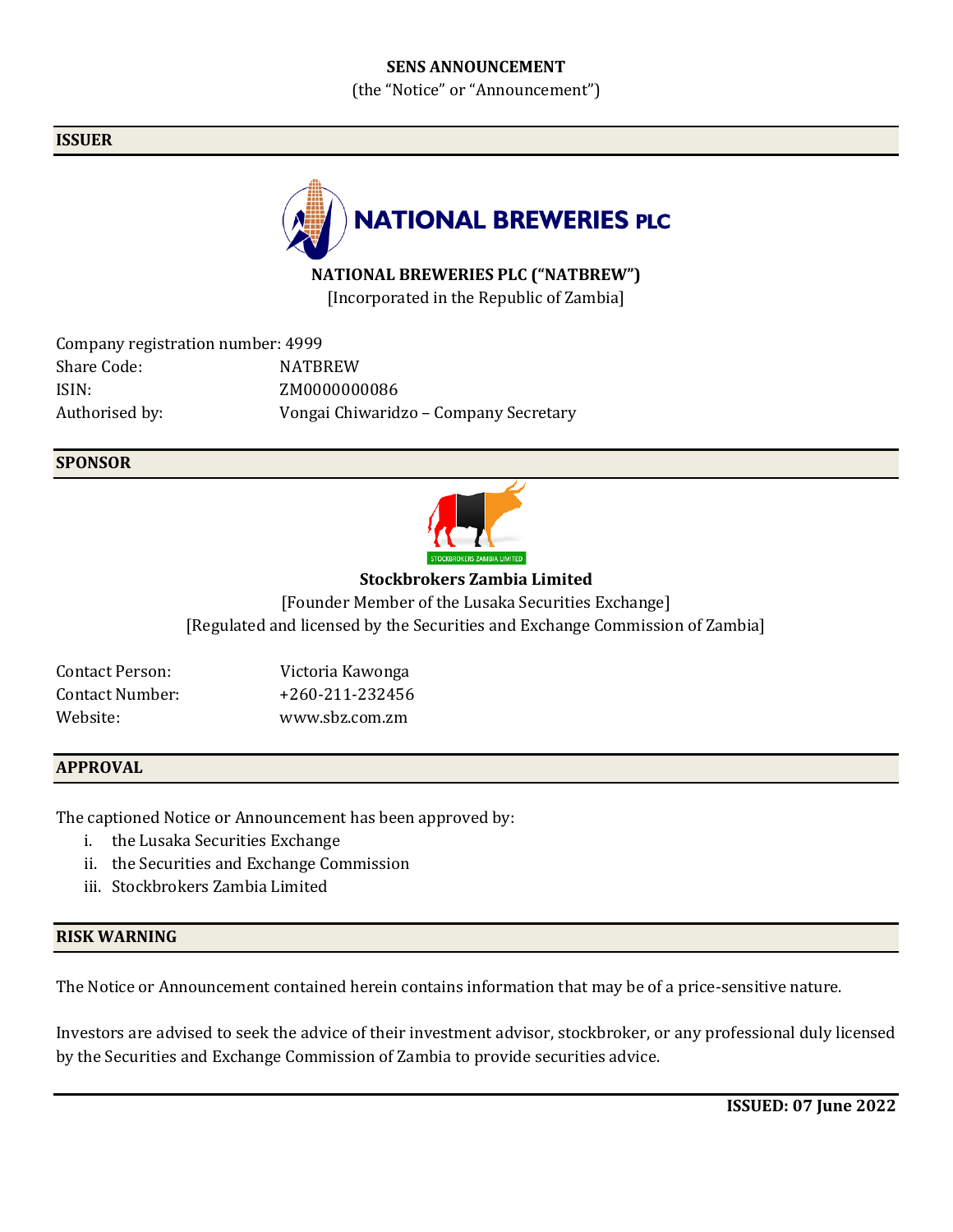**SENS ANNOUNCEMENT**

(the “Notice” or “Announcement”)

## ISSUER

**NATIONAL BREWERIES PLC (“NATBREW”)**

[Incorporated in the Republic of Zambia]

Company registration number: 4999
Share Code: NATBREW
ISIN: ZM0000000086
Authorised by: Vongai Chiwaridzo – Company Secretary

## SPONSOR

**Stockbrokers Zambia Limited**

[Founder Member of the Lusaka Securities Exchange]
[Regulated and licensed by the Securities and Exchange Commission of Zambia]

Contact Person: Victoria Kawonga
Contact Number: +260-211-232456
Website: www.sbz.com.zm

## APPROVAL

The captioned Notice or Announcement has been approved by:

i. the Lusaka Securities Exchange
ii. the Securities and Exchange Commission
iii. Stockbrokers Zambia Limited

## RISK WARNING

The Notice or Announcement contained herein contains information that may be of a price-sensitive nature.

Investors are advised to seek the advice of their investment advisor, stockbroker, or any professional duly licensed by the Securities and Exchange Commission of Zambia to provide securities advice.

**ISSUED: 07 June 2022**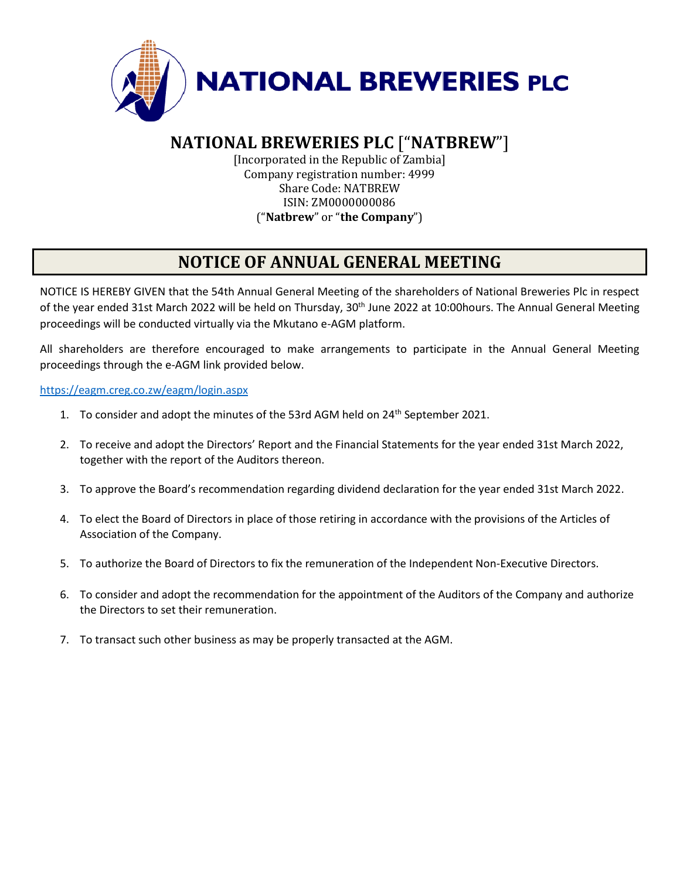# NATIONAL BREWERIES PLC

## NATIONAL BREWERIES PLC ["NATBREW"]

[Incorporated in the Republic of Zambia]
Company registration number: 4999
Share Code: NATBREW
ISIN: ZM0000000086
("**Natbrew**" or "**the Company**")

## NOTICE OF ANNUAL GENERAL MEETING

NOTICE IS HEREBY GIVEN that the 54th Annual General Meeting of the shareholders of National Breweries Plc in respect of the year ended 31st March 2022 will be held on Thursday, 30th June 2022 at 10:00hours. The Annual General Meeting proceedings will be conducted virtually via the Mkutano e-AGM platform.

All shareholders are therefore encouraged to make arrangements to participate in the Annual General Meeting proceedings through the e-AGM link provided below.

https://eagm.creg.co.zw/eagm/login.aspx

1. To consider and adopt the minutes of the 53rd AGM held on 24th September 2021.
2. To receive and adopt the Directors' Report and the Financial Statements for the year ended 31st March 2022, together with the report of the Auditors thereon.
3. To approve the Board's recommendation regarding dividend declaration for the year ended 31st March 2022.
4. To elect the Board of Directors in place of those retiring in accordance with the provisions of the Articles of Association of the Company.
5. To authorize the Board of Directors to fix the remuneration of the Independent Non-Executive Directors.
6. To consider and adopt the recommendation for the appointment of the Auditors of the Company and authorize the Directors to set their remuneration.
7. To transact such other business as may be properly transacted at the AGM.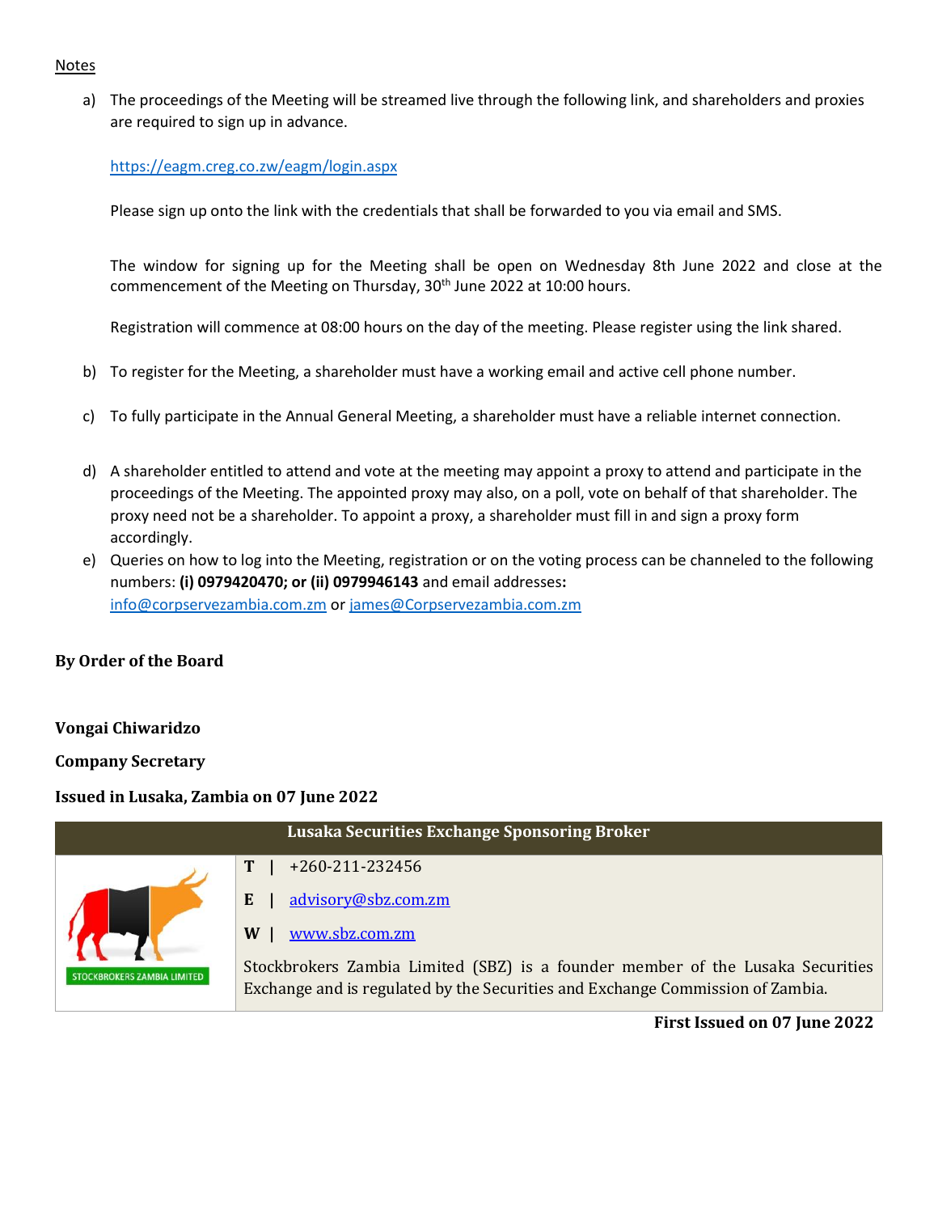Notes

a) The proceedings of the Meeting will be streamed live through the following link, and shareholders and proxies are required to sign up in advance.

   https://eagm.creg.co.zw/eagm/login.aspx

   Please sign up onto the link with the credentials that shall be forwarded to you via email and SMS.

   The window for signing up for the Meeting shall be open on Wednesday 8th June 2022 and close at the commencement of the Meeting on Thursday, 30th June 2022 at 10:00 hours.

   Registration will commence at 08:00 hours on the day of the meeting. Please register using the link shared.

b) To register for the Meeting, a shareholder must have a working email and active cell phone number.

c) To fully participate in the Annual General Meeting, a shareholder must have a reliable internet connection.

d) A shareholder entitled to attend and vote at the meeting may appoint a proxy to attend and participate in the proceedings of the Meeting. The appointed proxy may also, on a poll, vote on behalf of that shareholder. The proxy need not be a shareholder. To appoint a proxy, a shareholder must fill in and sign a proxy form accordingly.

e) Queries on how to log into the Meeting, registration or on the voting process can be channeled to the following numbers: **(i) 0979420470; or (ii) 0979946143** and email addresses**:** info@corpservezambia.com.zm or james@Corpservezambia.com.zm

**By Order of the Board**

**Vongai Chiwaridzo**

**Company Secretary**

**Issued in Lusaka, Zambia on 07 June 2022**

**Lusaka Securities Exchange Sponsoring Broker**

STOCKBROKERS ZAMBIA LIMITED

**T** | +260-211-232456

**E** | advisory@sbz.com.zm

**W** | www.sbz.com.zm

Stockbrokers Zambia Limited (SBZ) is a founder member of the Lusaka Securities Exchange and is regulated by the Securities and Exchange Commission of Zambia.

**First Issued on 07 June 2022**